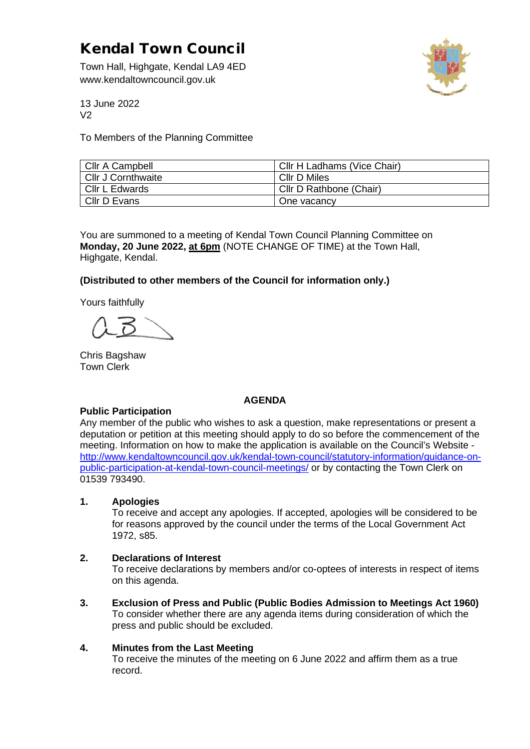# Kendal Town Council

Town Hall, Highgate, Kendal LA9 4ED
www.kendaltowncouncil.gov.uk

13 June 2022
V2

To Members of the Planning Committee

| | |
|---|---|
| Cllr A Campbell | Cllr H Ladhams (Vice Chair) |
| Cllr J Cornthwaite | Cllr D Miles |
| Cllr L Edwards | Cllr D Rathbone (Chair) |
| Cllr D Evans | One vacancy |

You are summoned to a meeting of Kendal Town Council Planning Committee on **Monday, 20 June 2022, at 6pm** (NOTE CHANGE OF TIME) at the Town Hall, Highgate, Kendal.

**(Distributed to other members of the Council for information only.)**

Yours faithfully

Chris Bagshaw
Town Clerk

## AGENDA

**Public Participation**

Any member of the public who wishes to ask a question, make representations or present a deputation or petition at this meeting should apply to do so before the commencement of the meeting. Information on how to make the application is available on the Council's Website - http://www.kendaltowncouncil.gov.uk/kendal-town-council/statutory-information/guidance-on-public-participation-at-kendal-town-council-meetings/ or by contacting the Town Clerk on 01539 793490.

**1. Apologies**

To receive and accept any apologies. If accepted, apologies will be considered to be for reasons approved by the council under the terms of the Local Government Act 1972, s85.

**2. Declarations of Interest**

To receive declarations by members and/or co-optees of interests in respect of items on this agenda.

**3. Exclusion of Press and Public (Public Bodies Admission to Meetings Act 1960)**

To consider whether there are any agenda items during consideration of which the press and public should be excluded.

**4. Minutes from the Last Meeting**

To receive the minutes of the meeting on 6 June 2022 and affirm them as a true record.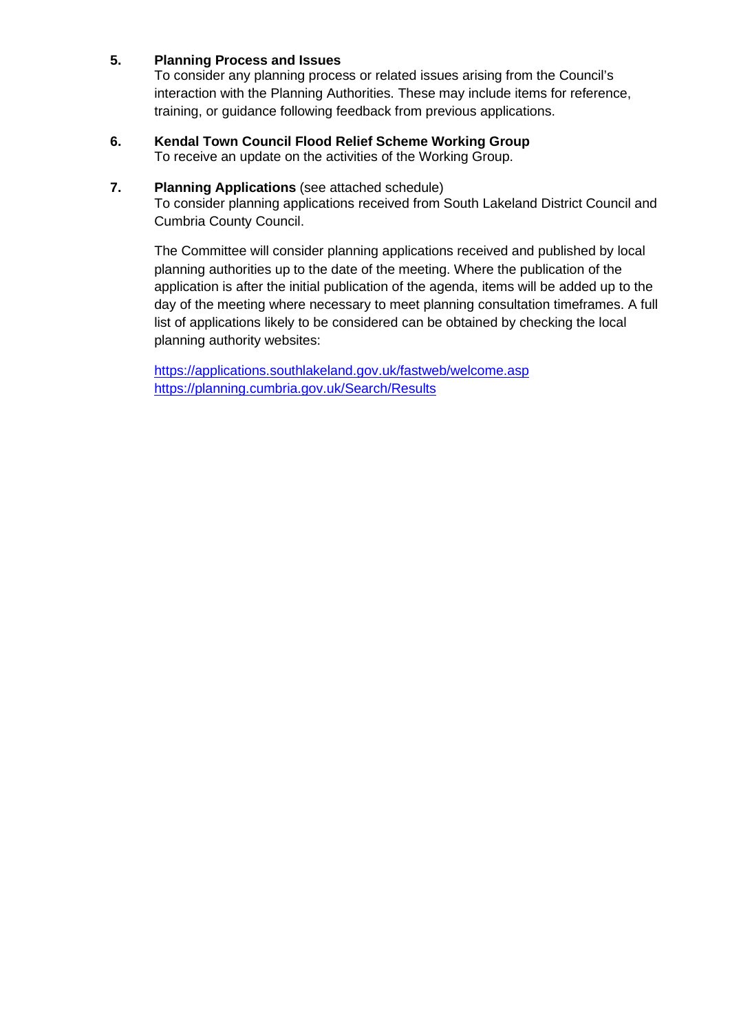**5. Planning Process and Issues**

To consider any planning process or related issues arising from the Council's interaction with the Planning Authorities. These may include items for reference, training, or guidance following feedback from previous applications.

**6. Kendal Town Council Flood Relief Scheme Working Group**

To receive an update on the activities of the Working Group.

**7. Planning Applications** (see attached schedule)

To consider planning applications received from South Lakeland District Council and Cumbria County Council.

The Committee will consider planning applications received and published by local planning authorities up to the date of the meeting. Where the publication of the application is after the initial publication of the agenda, items will be added up to the day of the meeting where necessary to meet planning consultation timeframes. A full list of applications likely to be considered can be obtained by checking the local planning authority websites:

https://applications.southlakeland.gov.uk/fastweb/welcome.asp
https://planning.cumbria.gov.uk/Search/Results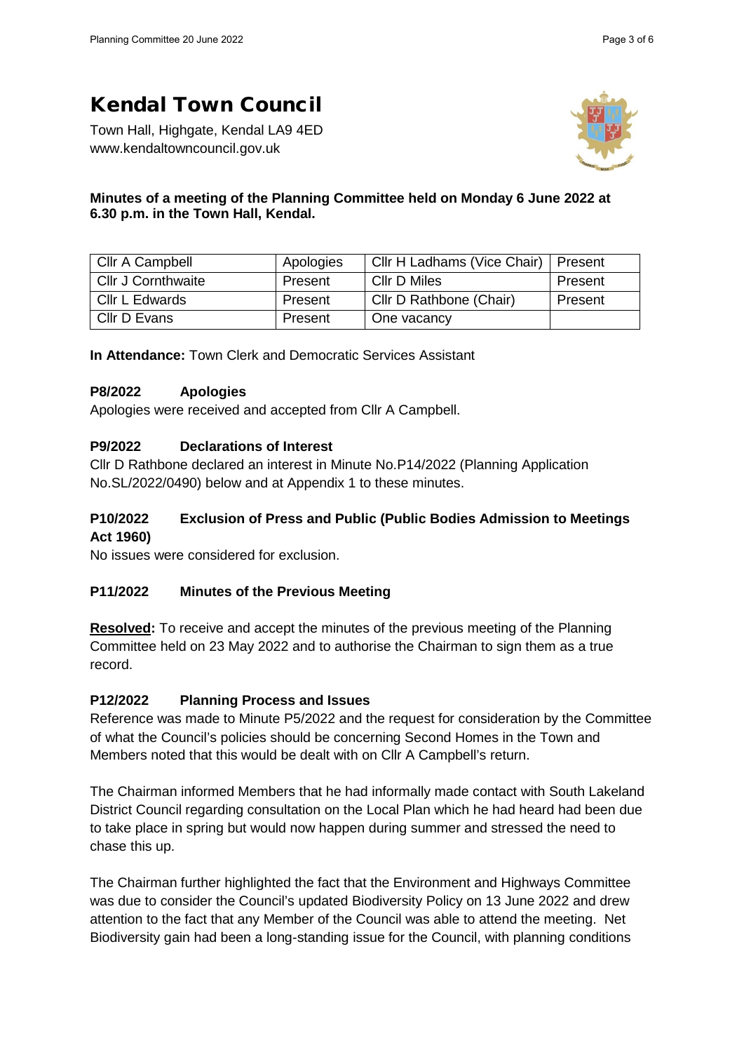# Kendal Town Council

Town Hall, Highgate, Kendal LA9 4ED
www.kendaltowncouncil.gov.uk

**Minutes of a meeting of the Planning Committee held on Monday 6 June 2022 at 6.30 p.m. in the Town Hall, Kendal.**

| Cllr A Campbell | Apologies | Cllr H Ladhams (Vice Chair) | Present |
|---|---|---|---|
| Cllr J Cornthwaite | Present | Cllr D Miles | Present |
| Cllr L Edwards | Present | Cllr D Rathbone (Chair) | Present |
| Cllr D Evans | Present | One vacancy | |

**In Attendance:** Town Clerk and Democratic Services Assistant

### P8/2022 Apologies

Apologies were received and accepted from Cllr A Campbell.

### P9/2022 Declarations of Interest

Cllr D Rathbone declared an interest in Minute No.P14/2022 (Planning Application No.SL/2022/0490) below and at Appendix 1 to these minutes.

### P10/2022 Exclusion of Press and Public (Public Bodies Admission to Meetings Act 1960)

No issues were considered for exclusion.

### P11/2022 Minutes of the Previous Meeting

**Resolved:** To receive and accept the minutes of the previous meeting of the Planning Committee held on 23 May 2022 and to authorise the Chairman to sign them as a true record.

### P12/2022 Planning Process and Issues

Reference was made to Minute P5/2022 and the request for consideration by the Committee of what the Council's policies should be concerning Second Homes in the Town and Members noted that this would be dealt with on Cllr A Campbell's return.

The Chairman informed Members that he had informally made contact with South Lakeland District Council regarding consultation on the Local Plan which he had heard had been due to take place in spring but would now happen during summer and stressed the need to chase this up.

The Chairman further highlighted the fact that the Environment and Highways Committee was due to consider the Council's updated Biodiversity Policy on 13 June 2022 and drew attention to the fact that any Member of the Council was able to attend the meeting. Net Biodiversity gain had been a long-standing issue for the Council, with planning conditions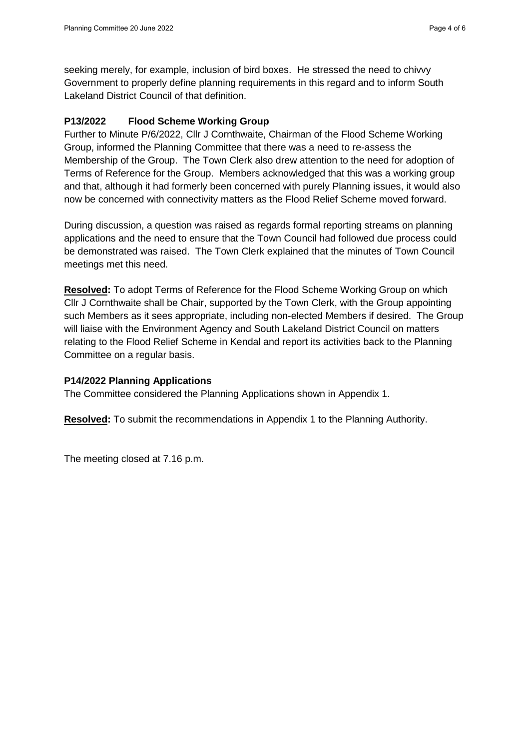seeking merely, for example, inclusion of bird boxes. He stressed the need to chivvy Government to properly define planning requirements in this regard and to inform South Lakeland District Council of that definition.

### P13/2022 Flood Scheme Working Group

Further to Minute P/6/2022, Cllr J Cornthwaite, Chairman of the Flood Scheme Working Group, informed the Planning Committee that there was a need to re-assess the Membership of the Group. The Town Clerk also drew attention to the need for adoption of Terms of Reference for the Group. Members acknowledged that this was a working group and that, although it had formerly been concerned with purely Planning issues, it would also now be concerned with connectivity matters as the Flood Relief Scheme moved forward.

During discussion, a question was raised as regards formal reporting streams on planning applications and the need to ensure that the Town Council had followed due process could be demonstrated was raised. The Town Clerk explained that the minutes of Town Council meetings met this need.

**Resolved:** To adopt Terms of Reference for the Flood Scheme Working Group on which Cllr J Cornthwaite shall be Chair, supported by the Town Clerk, with the Group appointing such Members as it sees appropriate, including non-elected Members if desired. The Group will liaise with the Environment Agency and South Lakeland District Council on matters relating to the Flood Relief Scheme in Kendal and report its activities back to the Planning Committee on a regular basis.

### P14/2022 Planning Applications

The Committee considered the Planning Applications shown in Appendix 1.

**Resolved:** To submit the recommendations in Appendix 1 to the Planning Authority.

The meeting closed at 7.16 p.m.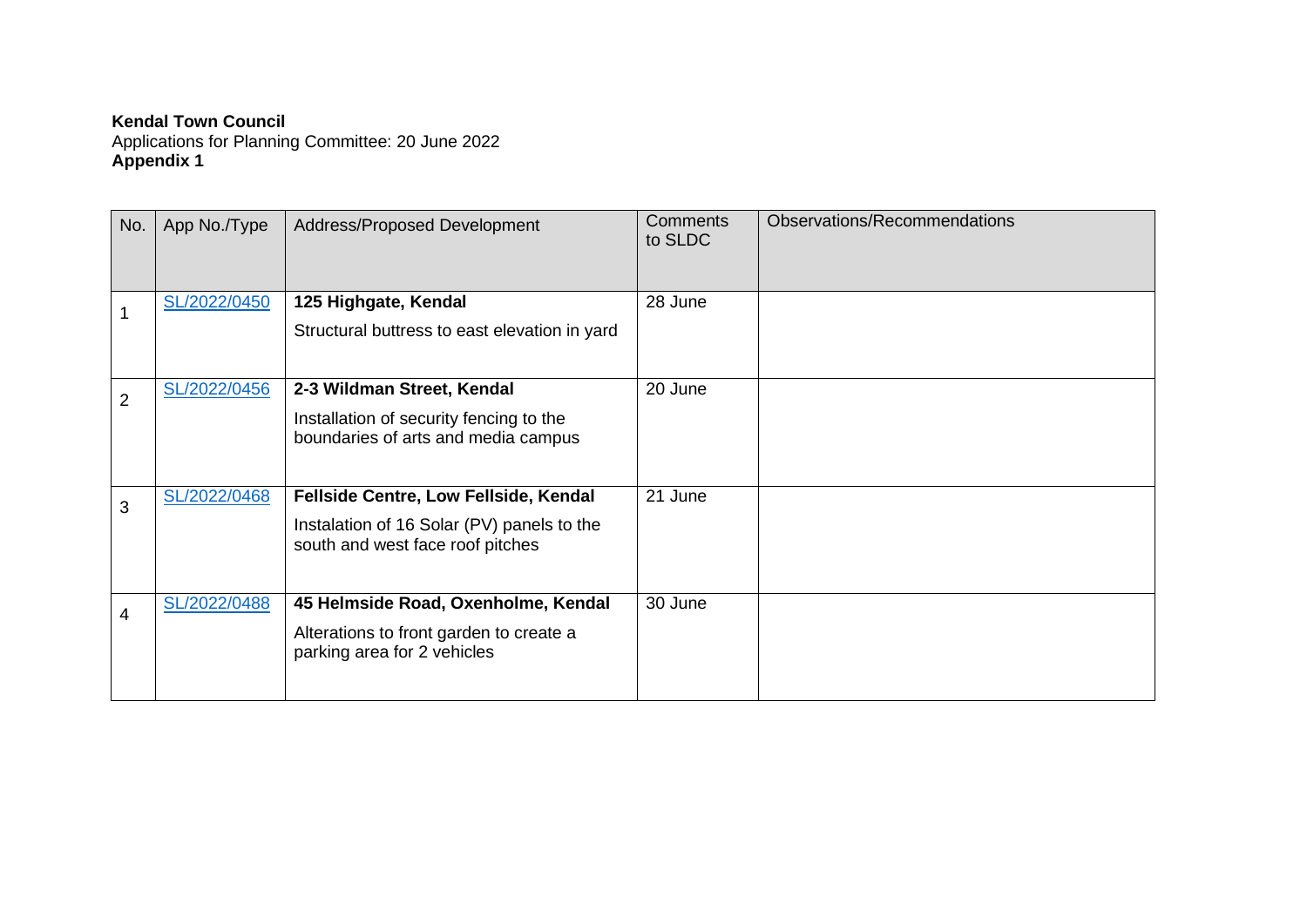**Kendal Town Council**
Applications for Planning Committee: 20 June 2022
**Appendix 1**

| No. | App No./Type | Address/Proposed Development | Comments to SLDC | Observations/Recommendations |
|---|---|---|---|---|
| 1 | SL/2022/0450 | **125 Highgate, Kendal**<br>Structural buttress to east elevation in yard | 28 June | |
| 2 | SL/2022/0456 | **2-3 Wildman Street, Kendal**<br>Installation of security fencing to the boundaries of arts and media campus | 20 June | |
| 3 | SL/2022/0468 | **Fellside Centre, Low Fellside, Kendal**<br>Instalation of 16 Solar (PV) panels to the south and west face roof pitches | 21 June | |
| 4 | SL/2022/0488 | **45 Helmside Road, Oxenholme, Kendal**<br>Alterations to front garden to create a parking area for 2 vehicles | 30 June | |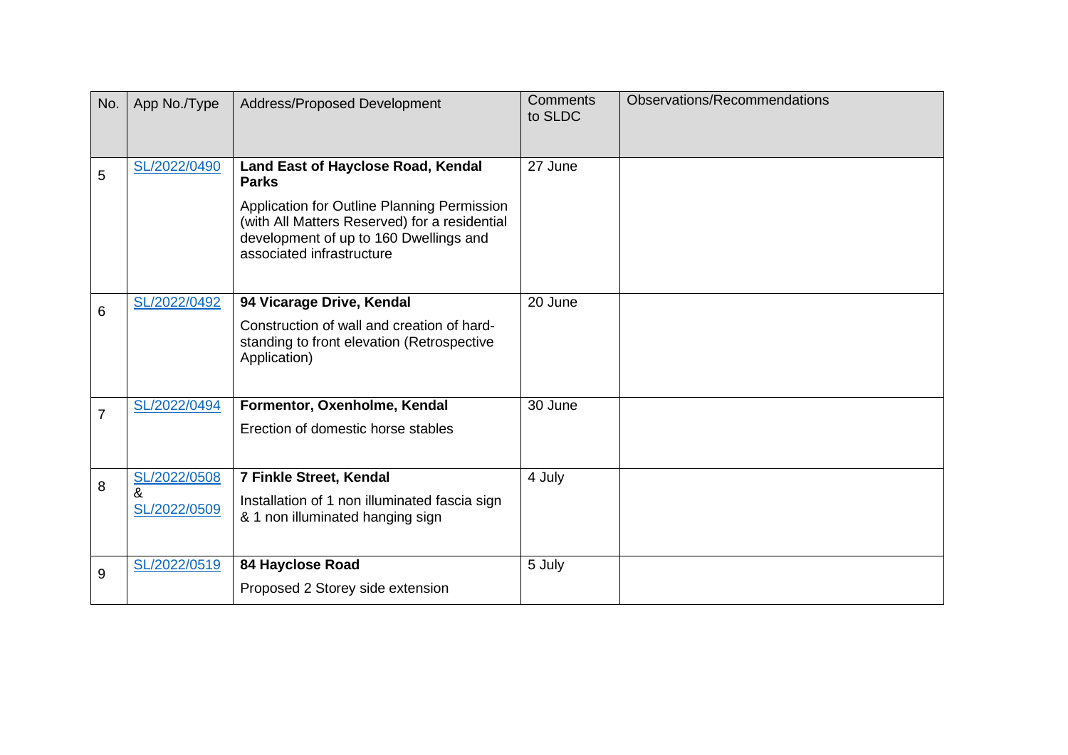| No. | App No./Type | Address/Proposed Development | Comments to SLDC | Observations/Recommendations |
|---|---|---|---|---|
| 5 | SL/2022/0490 | **Land East of Hayclose Road, Kendal Parks**<br><br>Application for Outline Planning Permission (with All Matters Reserved) for a residential development of up to 160 Dwellings and associated infrastructure | 27 June | |
| 6 | SL/2022/0492 | **94 Vicarage Drive, Kendal**<br><br>Construction of wall and creation of hard-standing to front elevation (Retrospective Application) | 20 June | |
| 7 | SL/2022/0494 | **Formentor, Oxenholme, Kendal**<br><br>Erection of domestic horse stables | 30 June | |
| 8 | SL/2022/0508 & SL/2022/0509 | **7 Finkle Street, Kendal**<br><br>Installation of 1 non illuminated fascia sign & 1 non illuminated hanging sign | 4 July | |
| 9 | SL/2022/0519 | **84 Hayclose Road**<br><br>Proposed 2 Storey side extension | 5 July | |